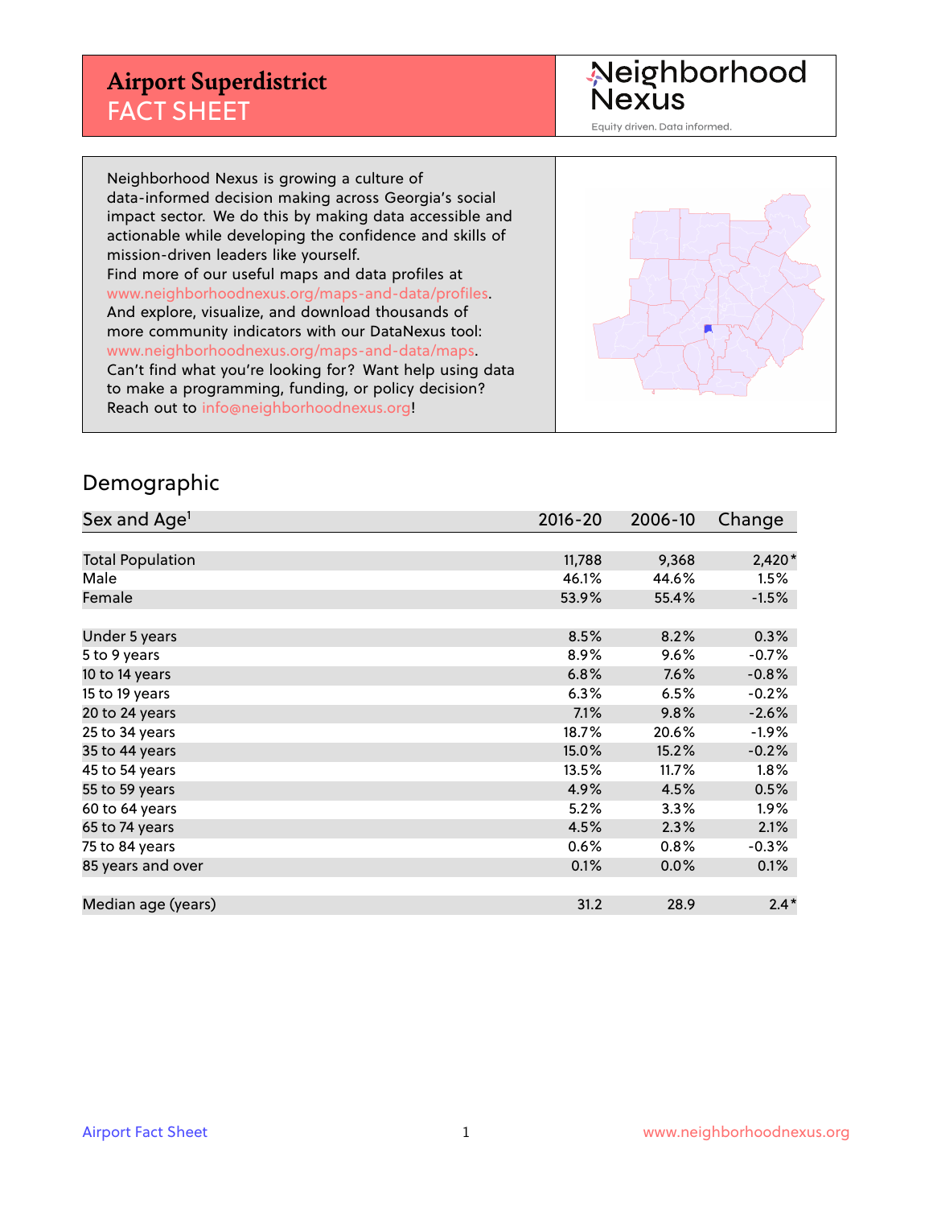# Airport Superdistrict
## FACT SHEET

**Neighborhood Nexus**
Equity driven. Data informed.

Neighborhood Nexus is growing a culture of data-informed decision making across Georgia's social impact sector. We do this by making data accessible and actionable while developing the confidence and skills of mission-driven leaders like yourself.
Find more of our useful maps and data profiles at www.neighborhoodnexus.org/maps-and-data/profiles.
And explore, visualize, and download thousands of more community indicators with our DataNexus tool: www.neighborhoodnexus.org/maps-and-data/maps.
Can't find what you're looking for? Want help using data to make a programming, funding, or policy decision? Reach out to info@neighborhoodnexus.org!

## Demographic

| Sex and Age[1] | 2016-20 | 2006-10 | Change |
|---|---|---|---|
| Total Population | 11,788 | 9,368 | 2,420* |
| Male | 46.1% | 44.6% | 1.5% |
| Female | 53.9% | 55.4% | -1.5% |
| | | | |
| Under 5 years | 8.5% | 8.2% | 0.3% |
| 5 to 9 years | 8.9% | 9.6% | -0.7% |
| 10 to 14 years | 6.8% | 7.6% | -0.8% |
| 15 to 19 years | 6.3% | 6.5% | -0.2% |
| 20 to 24 years | 7.1% | 9.8% | -2.6% |
| 25 to 34 years | 18.7% | 20.6% | -1.9% |
| 35 to 44 years | 15.0% | 15.2% | -0.2% |
| 45 to 54 years | 13.5% | 11.7% | 1.8% |
| 55 to 59 years | 4.9% | 4.5% | 0.5% |
| 60 to 64 years | 5.2% | 3.3% | 1.9% |
| 65 to 74 years | 4.5% | 2.3% | 2.1% |
| 75 to 84 years | 0.6% | 0.8% | -0.3% |
| 85 years and over | 0.1% | 0.0% | 0.1% |
| | | | |
| Median age (years) | 31.2 | 28.9 | 2.4* |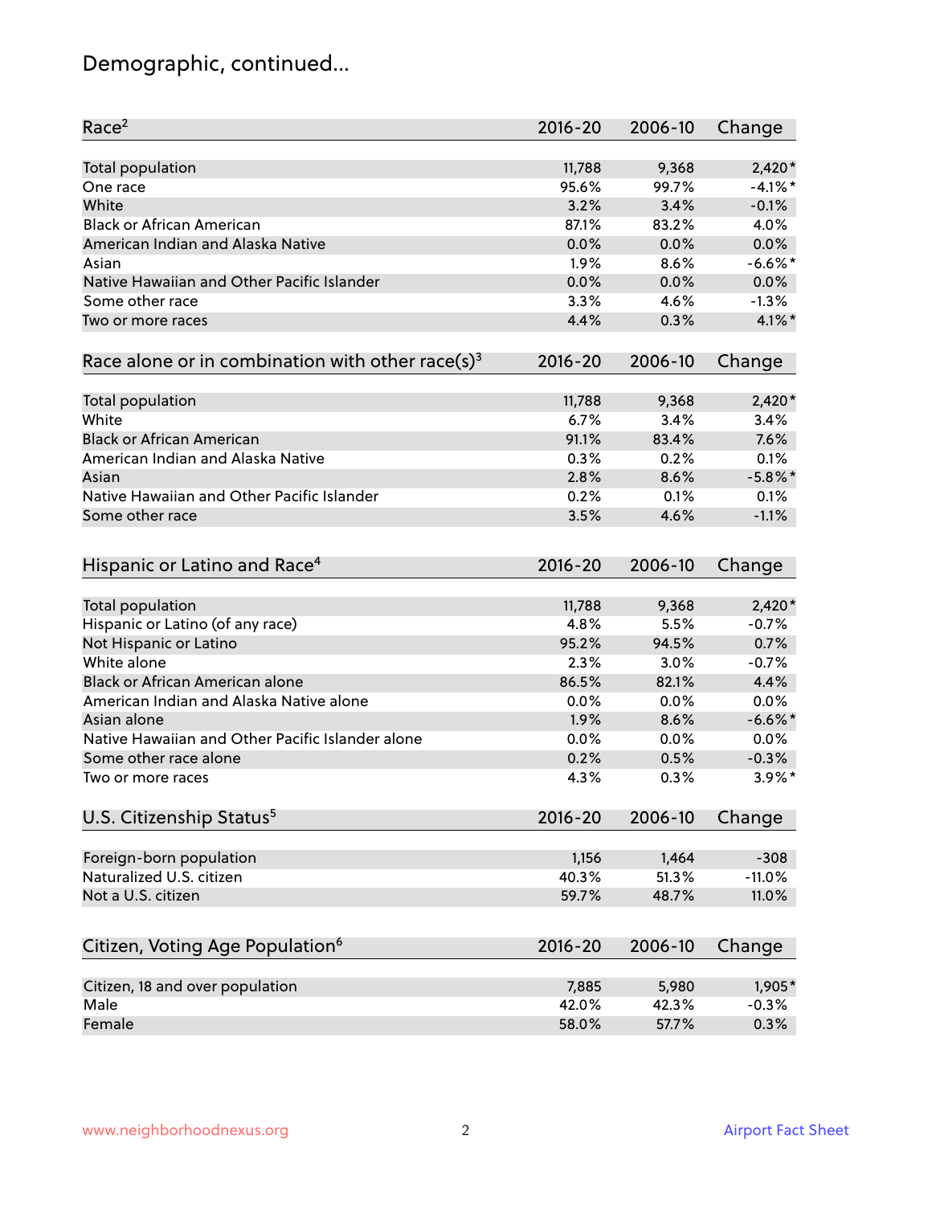## Demographic, continued...

| Race[2] | 2016-20 | 2006-10 | Change |
|---|---|---|---|
| Total population | 11,788 | 9,368 | 2,420* |
| One race | 95.6% | 99.7% | -4.1%* |
| White | 3.2% | 3.4% | -0.1% |
| Black or African American | 87.1% | 83.2% | 4.0% |
| American Indian and Alaska Native | 0.0% | 0.0% | 0.0% |
| Asian | 1.9% | 8.6% | -6.6%* |
| Native Hawaiian and Other Pacific Islander | 0.0% | 0.0% | 0.0% |
| Some other race | 3.3% | 4.6% | -1.3% |
| Two or more races | 4.4% | 0.3% | 4.1%* |

| Race alone or in combination with other race(s)[3] | 2016-20 | 2006-10 | Change |
|---|---|---|---|
| Total population | 11,788 | 9,368 | 2,420* |
| White | 6.7% | 3.4% | 3.4% |
| Black or African American | 91.1% | 83.4% | 7.6% |
| American Indian and Alaska Native | 0.3% | 0.2% | 0.1% |
| Asian | 2.8% | 8.6% | -5.8%* |
| Native Hawaiian and Other Pacific Islander | 0.2% | 0.1% | 0.1% |
| Some other race | 3.5% | 4.6% | -1.1% |

| Hispanic or Latino and Race[4] | 2016-20 | 2006-10 | Change |
|---|---|---|---|
| Total population | 11,788 | 9,368 | 2,420* |
| Hispanic or Latino (of any race) | 4.8% | 5.5% | -0.7% |
| Not Hispanic or Latino | 95.2% | 94.5% | 0.7% |
| White alone | 2.3% | 3.0% | -0.7% |
| Black or African American alone | 86.5% | 82.1% | 4.4% |
| American Indian and Alaska Native alone | 0.0% | 0.0% | 0.0% |
| Asian alone | 1.9% | 8.6% | -6.6%* |
| Native Hawaiian and Other Pacific Islander alone | 0.0% | 0.0% | 0.0% |
| Some other race alone | 0.2% | 0.5% | -0.3% |
| Two or more races | 4.3% | 0.3% | 3.9%* |

| U.S. Citizenship Status[5] | 2016-20 | 2006-10 | Change |
|---|---|---|---|
| Foreign-born population | 1,156 | 1,464 | -308 |
| Naturalized U.S. citizen | 40.3% | 51.3% | -11.0% |
| Not a U.S. citizen | 59.7% | 48.7% | 11.0% |

| Citizen, Voting Age Population[6] | 2016-20 | 2006-10 | Change |
|---|---|---|---|
| Citizen, 18 and over population | 7,885 | 5,980 | 1,905* |
| Male | 42.0% | 42.3% | -0.3% |
| Female | 58.0% | 57.7% | 0.3% |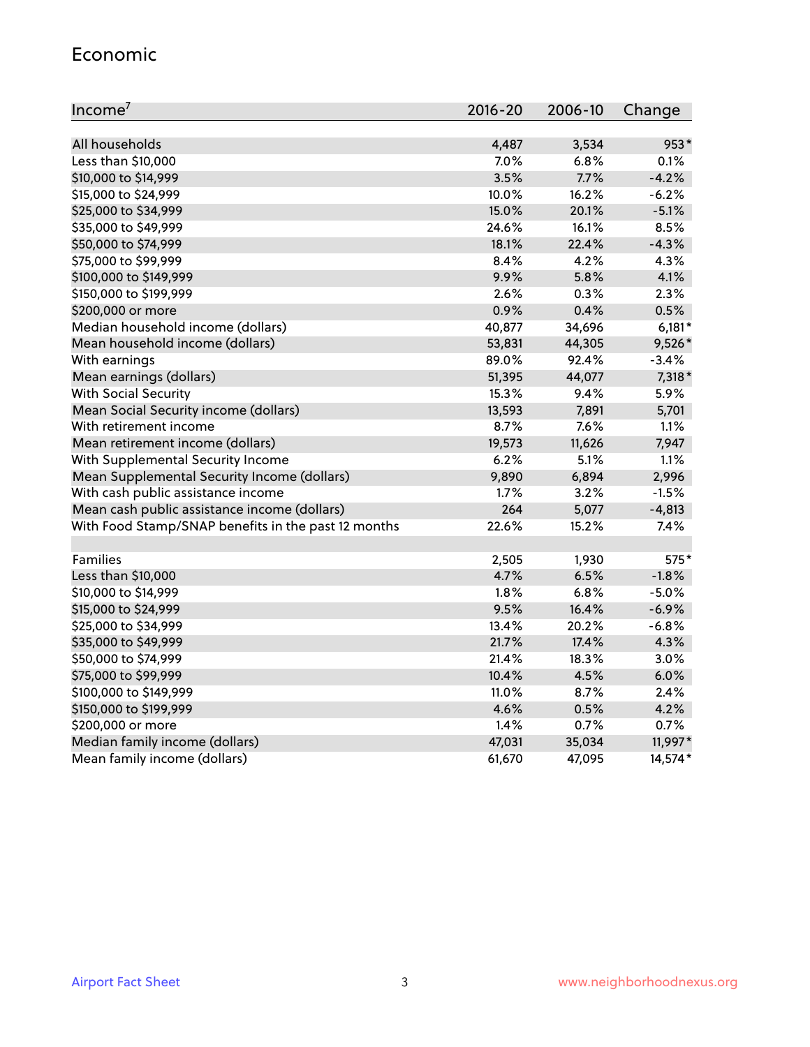## Economic

| Income[7] | 2016-20 | 2006-10 | Change |
|---|---|---|---|
| All households | 4,487 | 3,534 | 953* |
| Less than $10,000 | 7.0% | 6.8% | 0.1% |
| $10,000 to $14,999 | 3.5% | 7.7% | -4.2% |
| $15,000 to $24,999 | 10.0% | 16.2% | -6.2% |
| $25,000 to $34,999 | 15.0% | 20.1% | -5.1% |
| $35,000 to $49,999 | 24.6% | 16.1% | 8.5% |
| $50,000 to $74,999 | 18.1% | 22.4% | -4.3% |
| $75,000 to $99,999 | 8.4% | 4.2% | 4.3% |
| $100,000 to $149,999 | 9.9% | 5.8% | 4.1% |
| $150,000 to $199,999 | 2.6% | 0.3% | 2.3% |
| $200,000 or more | 0.9% | 0.4% | 0.5% |
| Median household income (dollars) | 40,877 | 34,696 | 6,181* |
| Mean household income (dollars) | 53,831 | 44,305 | 9,526* |
| With earnings | 89.0% | 92.4% | -3.4% |
| Mean earnings (dollars) | 51,395 | 44,077 | 7,318* |
| With Social Security | 15.3% | 9.4% | 5.9% |
| Mean Social Security income (dollars) | 13,593 | 7,891 | 5,701 |
| With retirement income | 8.7% | 7.6% | 1.1% |
| Mean retirement income (dollars) | 19,573 | 11,626 | 7,947 |
| With Supplemental Security Income | 6.2% | 5.1% | 1.1% |
| Mean Supplemental Security Income (dollars) | 9,890 | 6,894 | 2,996 |
| With cash public assistance income | 1.7% | 3.2% | -1.5% |
| Mean cash public assistance income (dollars) | 264 | 5,077 | -4,813 |
| With Food Stamp/SNAP benefits in the past 12 months | 22.6% | 15.2% | 7.4% |
| | | | |
| Families | 2,505 | 1,930 | 575* |
| Less than $10,000 | 4.7% | 6.5% | -1.8% |
| $10,000 to $14,999 | 1.8% | 6.8% | -5.0% |
| $15,000 to $24,999 | 9.5% | 16.4% | -6.9% |
| $25,000 to $34,999 | 13.4% | 20.2% | -6.8% |
| $35,000 to $49,999 | 21.7% | 17.4% | 4.3% |
| $50,000 to $74,999 | 21.4% | 18.3% | 3.0% |
| $75,000 to $99,999 | 10.4% | 4.5% | 6.0% |
| $100,000 to $149,999 | 11.0% | 8.7% | 2.4% |
| $150,000 to $199,999 | 4.6% | 0.5% | 4.2% |
| $200,000 or more | 1.4% | 0.7% | 0.7% |
| Median family income (dollars) | 47,031 | 35,034 | 11,997* |
| Mean family income (dollars) | 61,670 | 47,095 | 14,574* |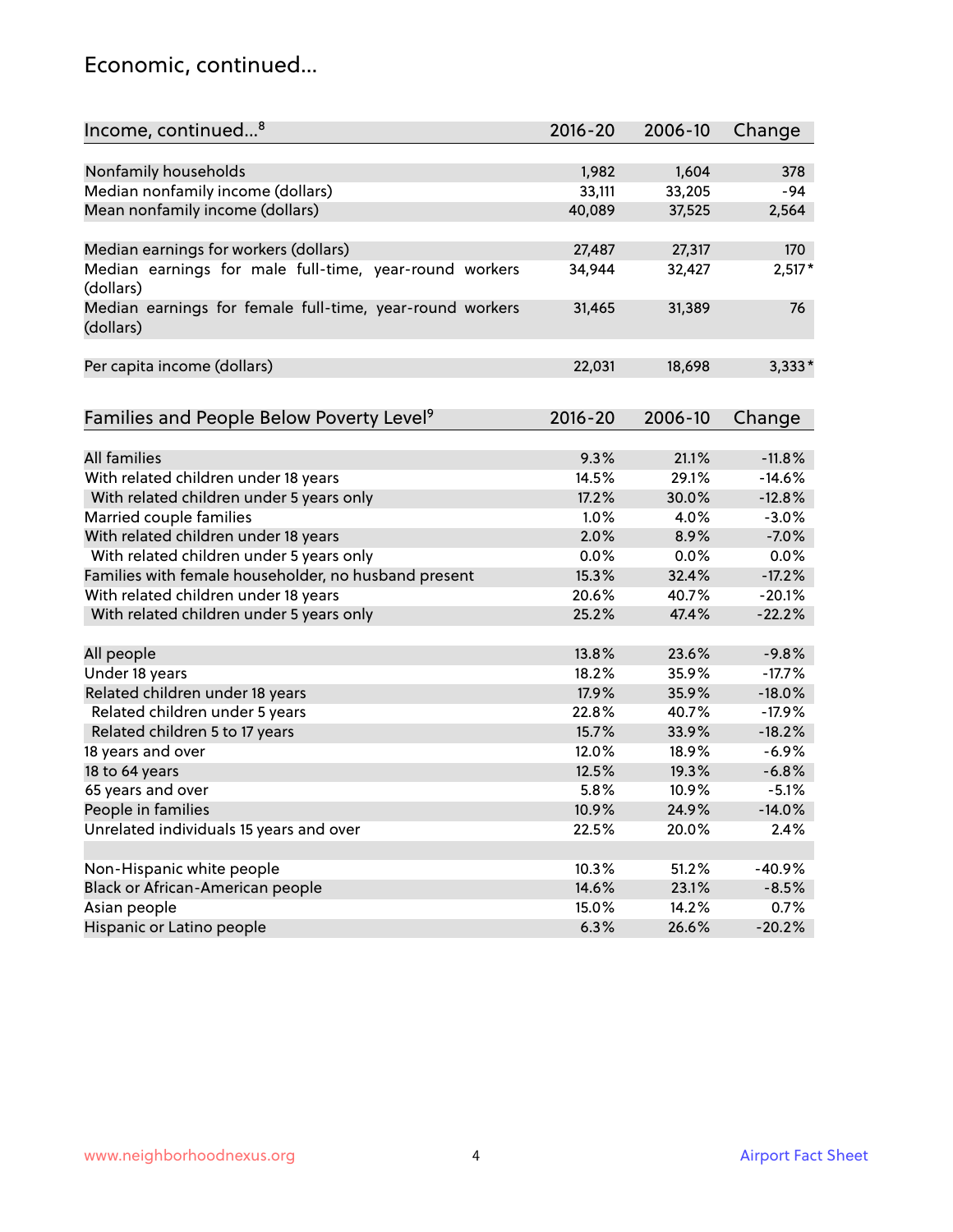## Economic, continued...

| Income, continued...[8] | 2016-20 | 2006-10 | Change |
|---|---|---|---|
| Nonfamily households | 1,982 | 1,604 | 378 |
| Median nonfamily income (dollars) | 33,111 | 33,205 | -94 |
| Mean nonfamily income (dollars) | 40,089 | 37,525 | 2,564 |
| Median earnings for workers (dollars) | 27,487 | 27,317 | 170 |
| Median earnings for male full-time, year-round workers (dollars) | 34,944 | 32,427 | 2,517* |
| Median earnings for female full-time, year-round workers (dollars) | 31,465 | 31,389 | 76 |
| Per capita income (dollars) | 22,031 | 18,698 | 3,333* |

| Families and People Below Poverty Level[9] | 2016-20 | 2006-10 | Change |
|---|---|---|---|
| All families | 9.3% | 21.1% | -11.8% |
| With related children under 18 years | 14.5% | 29.1% | -14.6% |
| With related children under 5 years only | 17.2% | 30.0% | -12.8% |
| Married couple families | 1.0% | 4.0% | -3.0% |
| With related children under 18 years | 2.0% | 8.9% | -7.0% |
| With related children under 5 years only | 0.0% | 0.0% | 0.0% |
| Families with female householder, no husband present | 15.3% | 32.4% | -17.2% |
| With related children under 18 years | 20.6% | 40.7% | -20.1% |
| With related children under 5 years only | 25.2% | 47.4% | -22.2% |
| All people | 13.8% | 23.6% | -9.8% |
| Under 18 years | 18.2% | 35.9% | -17.7% |
| Related children under 18 years | 17.9% | 35.9% | -18.0% |
| Related children under 5 years | 22.8% | 40.7% | -17.9% |
| Related children 5 to 17 years | 15.7% | 33.9% | -18.2% |
| 18 years and over | 12.0% | 18.9% | -6.9% |
| 18 to 64 years | 12.5% | 19.3% | -6.8% |
| 65 years and over | 5.8% | 10.9% | -5.1% |
| People in families | 10.9% | 24.9% | -14.0% |
| Unrelated individuals 15 years and over | 22.5% | 20.0% | 2.4% |
| Non-Hispanic white people | 10.3% | 51.2% | -40.9% |
| Black or African-American people | 14.6% | 23.1% | -8.5% |
| Asian people | 15.0% | 14.2% | 0.7% |
| Hispanic or Latino people | 6.3% | 26.6% | -20.2% |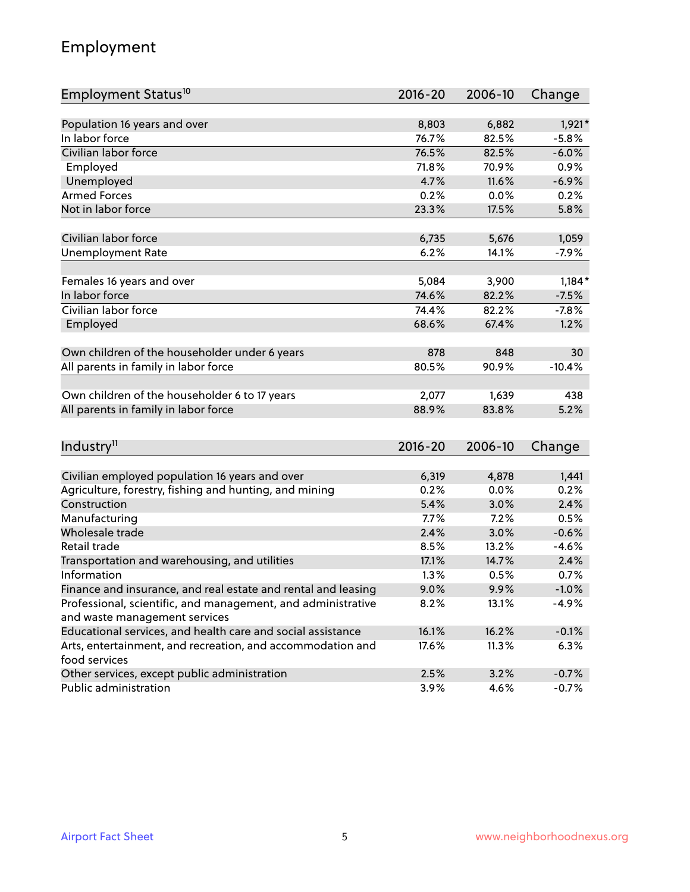# Employment

| Employment Status[10] | 2016-20 | 2006-10 | Change |
|---|---|---|---|
| Population 16 years and over | 8,803 | 6,882 | 1,921* |
| In labor force | 76.7% | 82.5% | -5.8% |
| Civilian labor force | 76.5% | 82.5% | -6.0% |
| Employed | 71.8% | 70.9% | 0.9% |
| Unemployed | 4.7% | 11.6% | -6.9% |
| Armed Forces | 0.2% | 0.0% | 0.2% |
| Not in labor force | 23.3% | 17.5% | 5.8% |
| | | | |
| Civilian labor force | 6,735 | 5,676 | 1,059 |
| Unemployment Rate | 6.2% | 14.1% | -7.9% |
| | | | |
| Females 16 years and over | 5,084 | 3,900 | 1,184* |
| In labor force | 74.6% | 82.2% | -7.5% |
| Civilian labor force | 74.4% | 82.2% | -7.8% |
| Employed | 68.6% | 67.4% | 1.2% |
| | | | |
| Own children of the householder under 6 years | 878 | 848 | 30 |
| All parents in family in labor force | 80.5% | 90.9% | -10.4% |
| | | | |
| Own children of the householder 6 to 17 years | 2,077 | 1,639 | 438 |
| All parents in family in labor force | 88.9% | 83.8% | 5.2% |

| Industry[11] | 2016-20 | 2006-10 | Change |
|---|---|---|---|
| Civilian employed population 16 years and over | 6,319 | 4,878 | 1,441 |
| Agriculture, forestry, fishing and hunting, and mining | 0.2% | 0.0% | 0.2% |
| Construction | 5.4% | 3.0% | 2.4% |
| Manufacturing | 7.7% | 7.2% | 0.5% |
| Wholesale trade | 2.4% | 3.0% | -0.6% |
| Retail trade | 8.5% | 13.2% | -4.6% |
| Transportation and warehousing, and utilities | 17.1% | 14.7% | 2.4% |
| Information | 1.3% | 0.5% | 0.7% |
| Finance and insurance, and real estate and rental and leasing | 9.0% | 9.9% | -1.0% |
| Professional, scientific, and management, and administrative and waste management services | 8.2% | 13.1% | -4.9% |
| Educational services, and health care and social assistance | 16.1% | 16.2% | -0.1% |
| Arts, entertainment, and recreation, and accommodation and food services | 17.6% | 11.3% | 6.3% |
| Other services, except public administration | 2.5% | 3.2% | -0.7% |
| Public administration | 3.9% | 4.6% | -0.7% |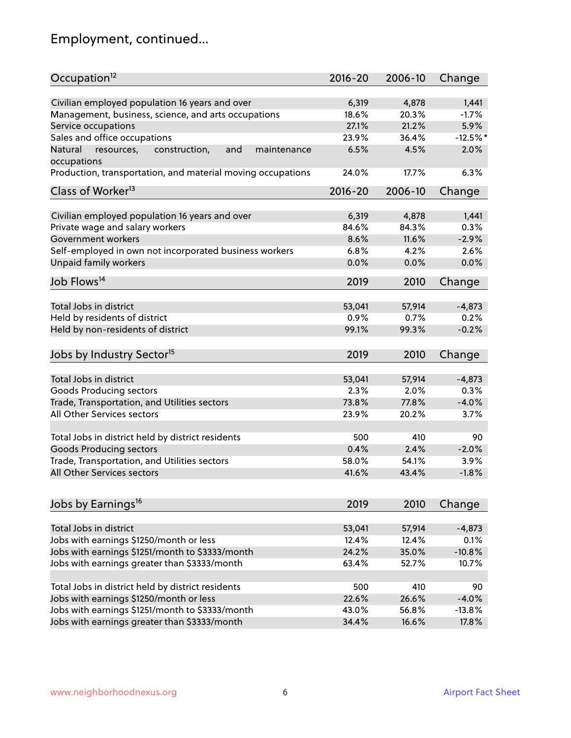# Employment, continued...

| Occupation[12] | 2016-20 | 2006-10 | Change |
|---|---|---|---|
| Civilian employed population 16 years and over | 6,319 | 4,878 | 1,441 |
| Management, business, science, and arts occupations | 18.6% | 20.3% | -1.7% |
| Service occupations | 27.1% | 21.2% | 5.9% |
| Sales and office occupations | 23.9% | 36.4% | -12.5%* |
| Natural resources, construction, and maintenance occupations | 6.5% | 4.5% | 2.0% |
| Production, transportation, and material moving occupations | 24.0% | 17.7% | 6.3% |

| Class of Worker[13] | 2016-20 | 2006-10 | Change |
|---|---|---|---|
| Civilian employed population 16 years and over | 6,319 | 4,878 | 1,441 |
| Private wage and salary workers | 84.6% | 84.3% | 0.3% |
| Government workers | 8.6% | 11.6% | -2.9% |
| Self-employed in own not incorporated business workers | 6.8% | 4.2% | 2.6% |
| Unpaid family workers | 0.0% | 0.0% | 0.0% |

| Job Flows[14] | 2019 | 2010 | Change |
|---|---|---|---|
| Total Jobs in district | 53,041 | 57,914 | -4,873 |
| Held by residents of district | 0.9% | 0.7% | 0.2% |
| Held by non-residents of district | 99.1% | 99.3% | -0.2% |

| Jobs by Industry Sector[15] | 2019 | 2010 | Change |
|---|---|---|---|
| Total Jobs in district | 53,041 | 57,914 | -4,873 |
| Goods Producing sectors | 2.3% | 2.0% | 0.3% |
| Trade, Transportation, and Utilities sectors | 73.8% | 77.8% | -4.0% |
| All Other Services sectors | 23.9% | 20.2% | 3.7% |
| | | | |
| Total Jobs in district held by district residents | 500 | 410 | 90 |
| Goods Producing sectors | 0.4% | 2.4% | -2.0% |
| Trade, Transportation, and Utilities sectors | 58.0% | 54.1% | 3.9% |
| All Other Services sectors | 41.6% | 43.4% | -1.8% |

| Jobs by Earnings[16] | 2019 | 2010 | Change |
|---|---|---|---|
| Total Jobs in district | 53,041 | 57,914 | -4,873 |
| Jobs with earnings $1250/month or less | 12.4% | 12.4% | 0.1% |
| Jobs with earnings $1251/month to $3333/month | 24.2% | 35.0% | -10.8% |
| Jobs with earnings greater than $3333/month | 63.4% | 52.7% | 10.7% |
| | | | |
| Total Jobs in district held by district residents | 500 | 410 | 90 |
| Jobs with earnings $1250/month or less | 22.6% | 26.6% | -4.0% |
| Jobs with earnings $1251/month to $3333/month | 43.0% | 56.8% | -13.8% |
| Jobs with earnings greater than $3333/month | 34.4% | 16.6% | 17.8% |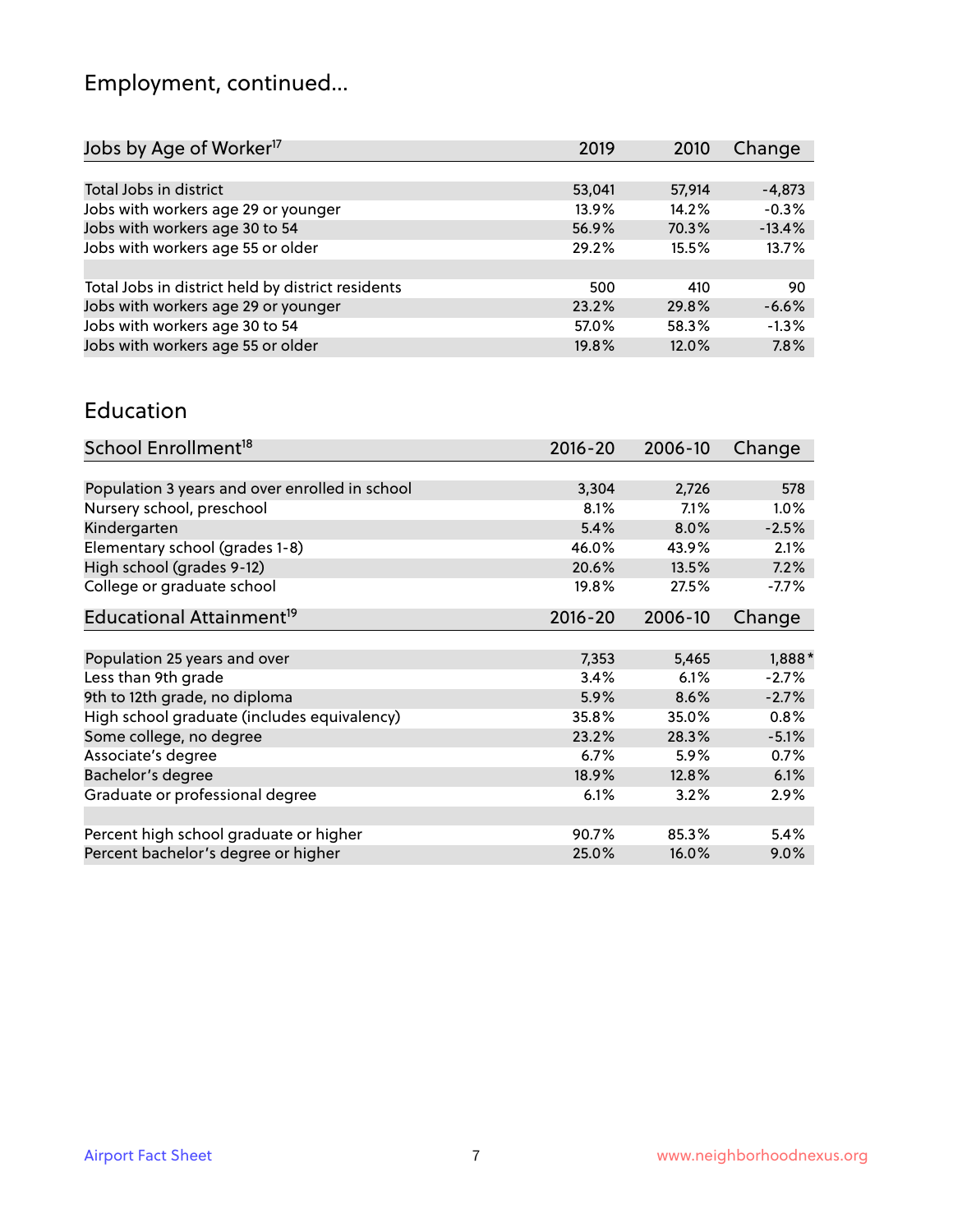## Employment, continued...

| Jobs by Age of Worker[17] | 2019 | 2010 | Change |
|---|---|---|---|
| Total Jobs in district | 53,041 | 57,914 | -4,873 |
| Jobs with workers age 29 or younger | 13.9% | 14.2% | -0.3% |
| Jobs with workers age 30 to 54 | 56.9% | 70.3% | -13.4% |
| Jobs with workers age 55 or older | 29.2% | 15.5% | 13.7% |
| | | | |
| Total Jobs in district held by district residents | 500 | 410 | 90 |
| Jobs with workers age 29 or younger | 23.2% | 29.8% | -6.6% |
| Jobs with workers age 30 to 54 | 57.0% | 58.3% | -1.3% |
| Jobs with workers age 55 or older | 19.8% | 12.0% | 7.8% |

## Education

| School Enrollment[18] | 2016-20 | 2006-10 | Change |
|---|---|---|---|
| Population 3 years and over enrolled in school | 3,304 | 2,726 | 578 |
| Nursery school, preschool | 8.1% | 7.1% | 1.0% |
| Kindergarten | 5.4% | 8.0% | -2.5% |
| Elementary school (grades 1-8) | 46.0% | 43.9% | 2.1% |
| High school (grades 9-12) | 20.6% | 13.5% | 7.2% |
| College or graduate school | 19.8% | 27.5% | -7.7% |

| Educational Attainment[19] | 2016-20 | 2006-10 | Change |
|---|---|---|---|
| Population 25 years and over | 7,353 | 5,465 | 1,888* |
| Less than 9th grade | 3.4% | 6.1% | -2.7% |
| 9th to 12th grade, no diploma | 5.9% | 8.6% | -2.7% |
| High school graduate (includes equivalency) | 35.8% | 35.0% | 0.8% |
| Some college, no degree | 23.2% | 28.3% | -5.1% |
| Associate's degree | 6.7% | 5.9% | 0.7% |
| Bachelor's degree | 18.9% | 12.8% | 6.1% |
| Graduate or professional degree | 6.1% | 3.2% | 2.9% |
| | | | |
| Percent high school graduate or higher | 90.7% | 85.3% | 5.4% |
| Percent bachelor's degree or higher | 25.0% | 16.0% | 9.0% |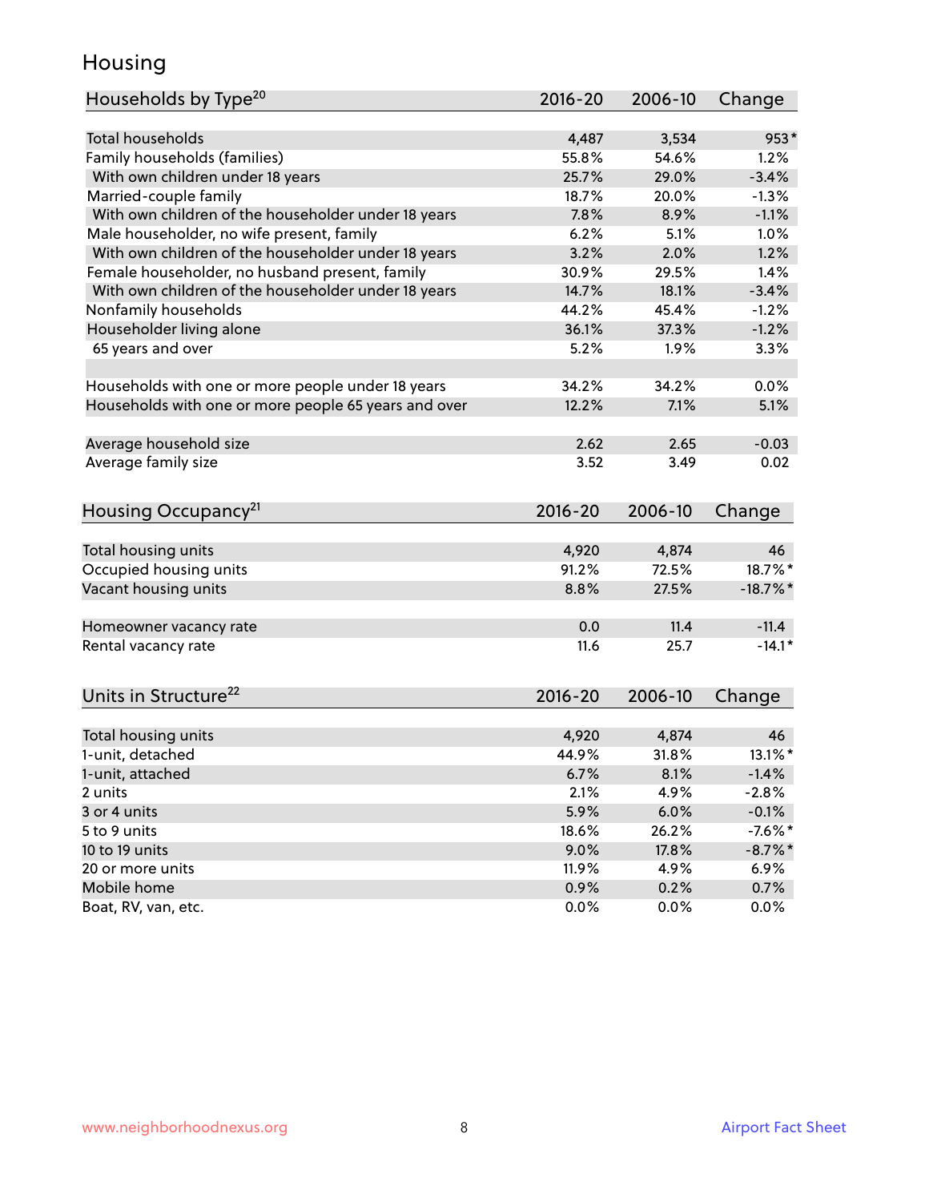## Housing

| Households by Type[20] | 2016-20 | 2006-10 | Change |
|---|---|---|---|
| Total households | 4,487 | 3,534 | 953* |
| Family households (families) | 55.8% | 54.6% | 1.2% |
| With own children under 18 years | 25.7% | 29.0% | -3.4% |
| Married-couple family | 18.7% | 20.0% | -1.3% |
| With own children of the householder under 18 years | 7.8% | 8.9% | -1.1% |
| Male householder, no wife present, family | 6.2% | 5.1% | 1.0% |
| With own children of the householder under 18 years | 3.2% | 2.0% | 1.2% |
| Female householder, no husband present, family | 30.9% | 29.5% | 1.4% |
| With own children of the householder under 18 years | 14.7% | 18.1% | -3.4% |
| Nonfamily households | 44.2% | 45.4% | -1.2% |
| Householder living alone | 36.1% | 37.3% | -1.2% |
| 65 years and over | 5.2% | 1.9% | 3.3% |
| | | | |
| Households with one or more people under 18 years | 34.2% | 34.2% | 0.0% |
| Households with one or more people 65 years and over | 12.2% | 7.1% | 5.1% |
| | | | |
| Average household size | 2.62 | 2.65 | -0.03 |
| Average family size | 3.52 | 3.49 | 0.02 |

| Housing Occupancy[21] | 2016-20 | 2006-10 | Change |
|---|---|---|---|
| Total housing units | 4,920 | 4,874 | 46 |
| Occupied housing units | 91.2% | 72.5% | 18.7%* |
| Vacant housing units | 8.8% | 27.5% | -18.7%* |
| | | | |
| Homeowner vacancy rate | 0.0 | 11.4 | -11.4 |
| Rental vacancy rate | 11.6 | 25.7 | -14.1* |

| Units in Structure[22] | 2016-20 | 2006-10 | Change |
|---|---|---|---|
| Total housing units | 4,920 | 4,874 | 46 |
| 1-unit, detached | 44.9% | 31.8% | 13.1%* |
| 1-unit, attached | 6.7% | 8.1% | -1.4% |
| 2 units | 2.1% | 4.9% | -2.8% |
| 3 or 4 units | 5.9% | 6.0% | -0.1% |
| 5 to 9 units | 18.6% | 26.2% | -7.6%* |
| 10 to 19 units | 9.0% | 17.8% | -8.7%* |
| 20 or more units | 11.9% | 4.9% | 6.9% |
| Mobile home | 0.9% | 0.2% | 0.7% |
| Boat, RV, van, etc. | 0.0% | 0.0% | 0.0% |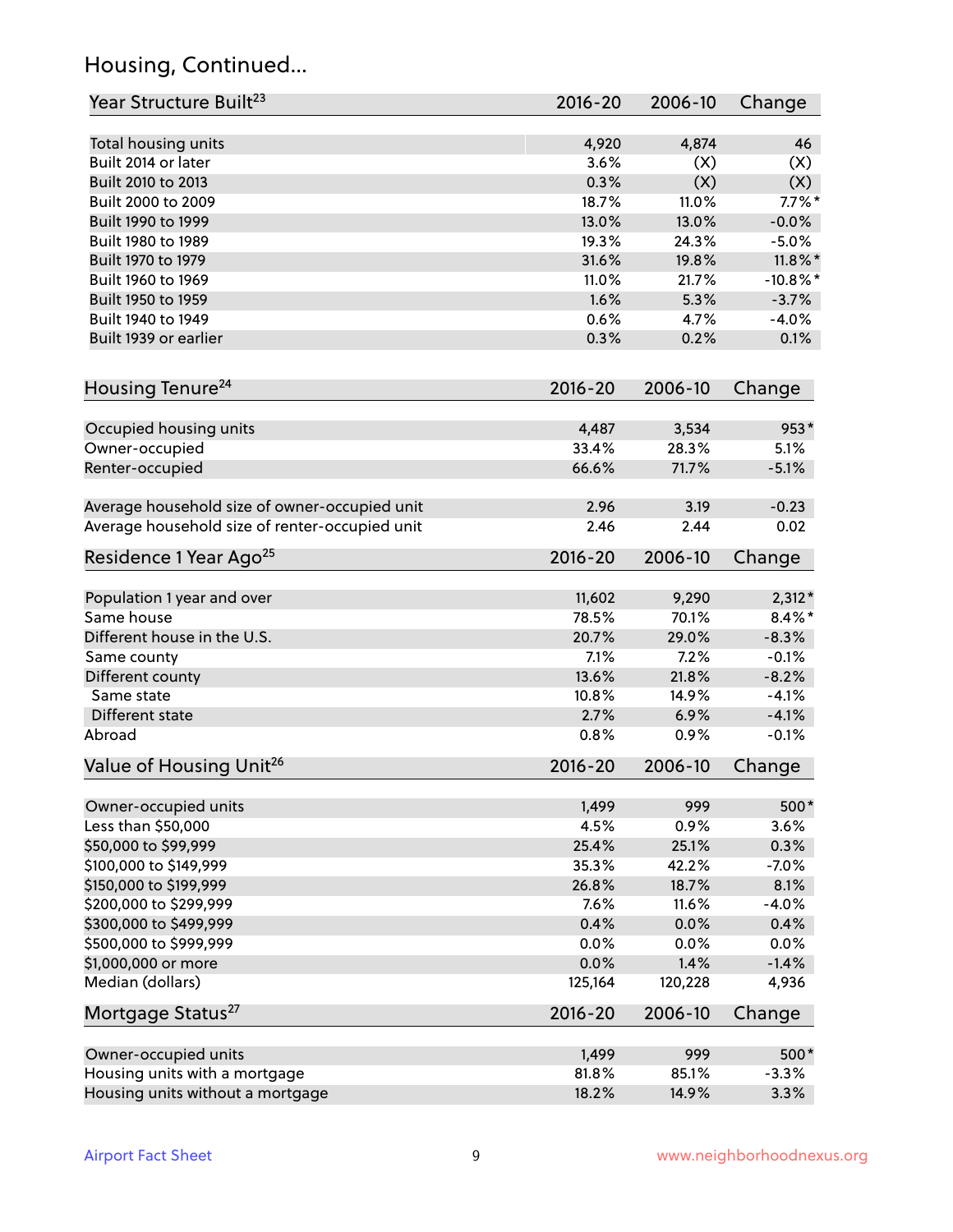## Housing, Continued...

| Year Structure Built[23] | 2016-20 | 2006-10 | Change |
|---|---|---|---|
| Total housing units | 4,920 | 4,874 | 46 |
| Built 2014 or later | 3.6% | (X) | (X) |
| Built 2010 to 2013 | 0.3% | (X) | (X) |
| Built 2000 to 2009 | 18.7% | 11.0% | 7.7%* |
| Built 1990 to 1999 | 13.0% | 13.0% | -0.0% |
| Built 1980 to 1989 | 19.3% | 24.3% | -5.0% |
| Built 1970 to 1979 | 31.6% | 19.8% | 11.8%* |
| Built 1960 to 1969 | 11.0% | 21.7% | -10.8%* |
| Built 1950 to 1959 | 1.6% | 5.3% | -3.7% |
| Built 1940 to 1949 | 0.6% | 4.7% | -4.0% |
| Built 1939 or earlier | 0.3% | 0.2% | 0.1% |

| Housing Tenure[24] | 2016-20 | 2006-10 | Change |
|---|---|---|---|
| Occupied housing units | 4,487 | 3,534 | 953* |
| Owner-occupied | 33.4% | 28.3% | 5.1% |
| Renter-occupied | 66.6% | 71.7% | -5.1% |
| Average household size of owner-occupied unit | 2.96 | 3.19 | -0.23 |
| Average household size of renter-occupied unit | 2.46 | 2.44 | 0.02 |

| Residence 1 Year Ago[25] | 2016-20 | 2006-10 | Change |
|---|---|---|---|
| Population 1 year and over | 11,602 | 9,290 | 2,312* |
| Same house | 78.5% | 70.1% | 8.4%* |
| Different house in the U.S. | 20.7% | 29.0% | -8.3% |
| Same county | 7.1% | 7.2% | -0.1% |
| Different county | 13.6% | 21.8% | -8.2% |
| Same state | 10.8% | 14.9% | -4.1% |
| Different state | 2.7% | 6.9% | -4.1% |
| Abroad | 0.8% | 0.9% | -0.1% |

| Value of Housing Unit[26] | 2016-20 | 2006-10 | Change |
|---|---|---|---|
| Owner-occupied units | 1,499 | 999 | 500* |
| Less than $50,000 | 4.5% | 0.9% | 3.6% |
| $50,000 to $99,999 | 25.4% | 25.1% | 0.3% |
| $100,000 to $149,999 | 35.3% | 42.2% | -7.0% |
| $150,000 to $199,999 | 26.8% | 18.7% | 8.1% |
| $200,000 to $299,999 | 7.6% | 11.6% | -4.0% |
| $300,000 to $499,999 | 0.4% | 0.0% | 0.4% |
| $500,000 to $999,999 | 0.0% | 0.0% | 0.0% |
| $1,000,000 or more | 0.0% | 1.4% | -1.4% |
| Median (dollars) | 125,164 | 120,228 | 4,936 |

| Mortgage Status[27] | 2016-20 | 2006-10 | Change |
|---|---|---|---|
| Owner-occupied units | 1,499 | 999 | 500* |
| Housing units with a mortgage | 81.8% | 85.1% | -3.3% |
| Housing units without a mortgage | 18.2% | 14.9% | 3.3% |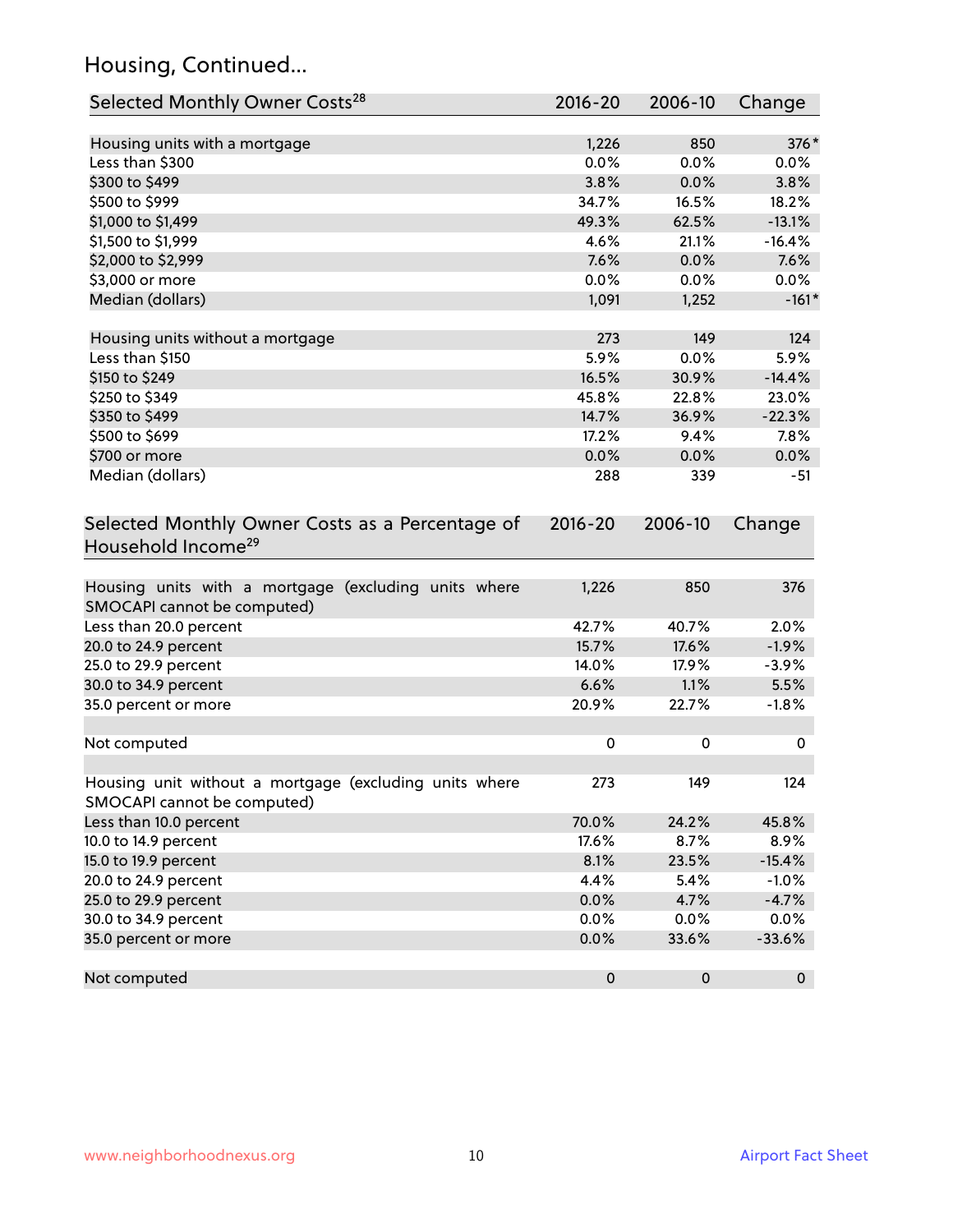## Housing, Continued...

| Selected Monthly Owner Costs[28] | 2016-20 | 2006-10 | Change |
|---|---|---|---|
| Housing units with a mortgage | 1,226 | 850 | 376* |
| Less than $300 | 0.0% | 0.0% | 0.0% |
| $300 to $499 | 3.8% | 0.0% | 3.8% |
| $500 to $999 | 34.7% | 16.5% | 18.2% |
| $1,000 to $1,499 | 49.3% | 62.5% | -13.1% |
| $1,500 to $1,999 | 4.6% | 21.1% | -16.4% |
| $2,000 to $2,999 | 7.6% | 0.0% | 7.6% |
| $3,000 or more | 0.0% | 0.0% | 0.0% |
| Median (dollars) | 1,091 | 1,252 | -161* |
| | | | |
| Housing units without a mortgage | 273 | 149 | 124 |
| Less than $150 | 5.9% | 0.0% | 5.9% |
| $150 to $249 | 16.5% | 30.9% | -14.4% |
| $250 to $349 | 45.8% | 22.8% | 23.0% |
| $350 to $499 | 14.7% | 36.9% | -22.3% |
| $500 to $699 | 17.2% | 9.4% | 7.8% |
| $700 or more | 0.0% | 0.0% | 0.0% |
| Median (dollars) | 288 | 339 | -51 |

| Selected Monthly Owner Costs as a Percentage of Household Income[29] | 2016-20 | 2006-10 | Change |
|---|---|---|---|
| Housing units with a mortgage (excluding units where SMOCAPI cannot be computed) | 1,226 | 850 | 376 |
| Less than 20.0 percent | 42.7% | 40.7% | 2.0% |
| 20.0 to 24.9 percent | 15.7% | 17.6% | -1.9% |
| 25.0 to 29.9 percent | 14.0% | 17.9% | -3.9% |
| 30.0 to 34.9 percent | 6.6% | 1.1% | 5.5% |
| 35.0 percent or more | 20.9% | 22.7% | -1.8% |
| | | | |
| Not computed | 0 | 0 | 0 |
| | | | |
| Housing unit without a mortgage (excluding units where SMOCAPI cannot be computed) | 273 | 149 | 124 |
| Less than 10.0 percent | 70.0% | 24.2% | 45.8% |
| 10.0 to 14.9 percent | 17.6% | 8.7% | 8.9% |
| 15.0 to 19.9 percent | 8.1% | 23.5% | -15.4% |
| 20.0 to 24.9 percent | 4.4% | 5.4% | -1.0% |
| 25.0 to 29.9 percent | 0.0% | 4.7% | -4.7% |
| 30.0 to 34.9 percent | 0.0% | 0.0% | 0.0% |
| 35.0 percent or more | 0.0% | 33.6% | -33.6% |
| | | | |
| Not computed | 0 | 0 | 0 |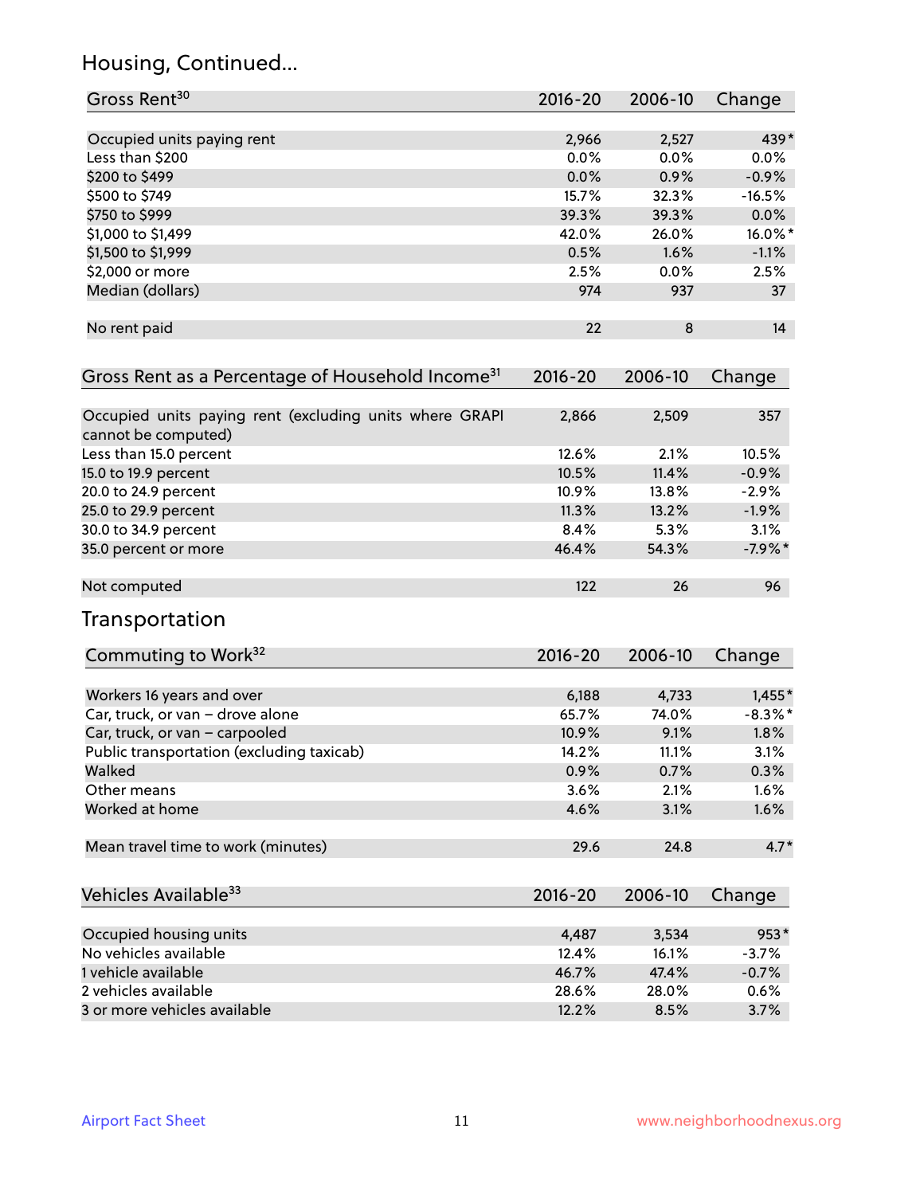## Housing, Continued...

| Gross Rent[30] | 2016-20 | 2006-10 | Change |
|---|---|---|---|
| Occupied units paying rent | 2,966 | 2,527 | 439* |
| Less than $200 | 0.0% | 0.0% | 0.0% |
| $200 to $499 | 0.0% | 0.9% | -0.9% |
| $500 to $749 | 15.7% | 32.3% | -16.5% |
| $750 to $999 | 39.3% | 39.3% | 0.0% |
| $1,000 to $1,499 | 42.0% | 26.0% | 16.0%* |
| $1,500 to $1,999 | 0.5% | 1.6% | -1.1% |
| $2,000 or more | 2.5% | 0.0% | 2.5% |
| Median (dollars) | 974 | 937 | 37 |
| No rent paid | 22 | 8 | 14 |

| Gross Rent as a Percentage of Household Income[31] | 2016-20 | 2006-10 | Change |
|---|---|---|---|
| Occupied units paying rent (excluding units where GRAPI cannot be computed) | 2,866 | 2,509 | 357 |
| Less than 15.0 percent | 12.6% | 2.1% | 10.5% |
| 15.0 to 19.9 percent | 10.5% | 11.4% | -0.9% |
| 20.0 to 24.9 percent | 10.9% | 13.8% | -2.9% |
| 25.0 to 29.9 percent | 11.3% | 13.2% | -1.9% |
| 30.0 to 34.9 percent | 8.4% | 5.3% | 3.1% |
| 35.0 percent or more | 46.4% | 54.3% | -7.9%* |
| Not computed | 122 | 26 | 96 |

## Transportation

| Commuting to Work[32] | 2016-20 | 2006-10 | Change |
|---|---|---|---|
| Workers 16 years and over | 6,188 | 4,733 | 1,455* |
| Car, truck, or van – drove alone | 65.7% | 74.0% | -8.3%* |
| Car, truck, or van – carpooled | 10.9% | 9.1% | 1.8% |
| Public transportation (excluding taxicab) | 14.2% | 11.1% | 3.1% |
| Walked | 0.9% | 0.7% | 0.3% |
| Other means | 3.6% | 2.1% | 1.6% |
| Worked at home | 4.6% | 3.1% | 1.6% |
| Mean travel time to work (minutes) | 29.6 | 24.8 | 4.7* |

| Vehicles Available[33] | 2016-20 | 2006-10 | Change |
|---|---|---|---|
| Occupied housing units | 4,487 | 3,534 | 953* |
| No vehicles available | 12.4% | 16.1% | -3.7% |
| 1 vehicle available | 46.7% | 47.4% | -0.7% |
| 2 vehicles available | 28.6% | 28.0% | 0.6% |
| 3 or more vehicles available | 12.2% | 8.5% | 3.7% |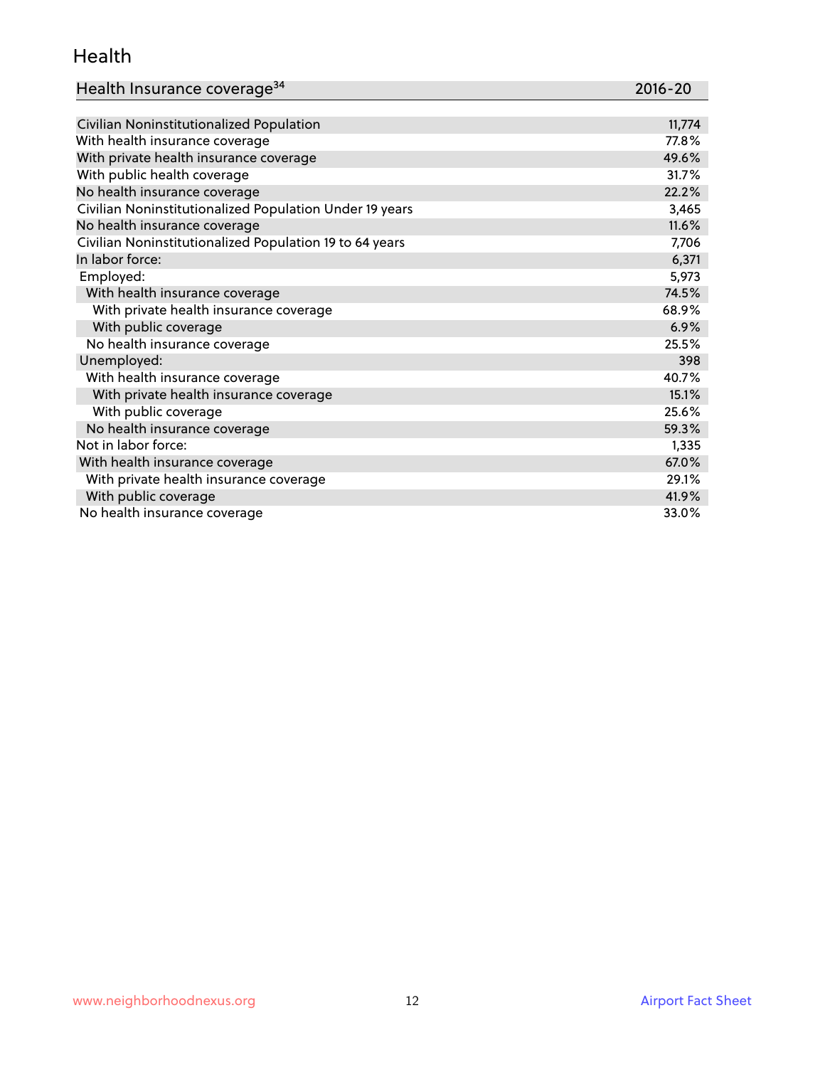## Health

| Health Insurance coverage[34] | 2016-20 |
|---|---|
| Civilian Noninstitutionalized Population | 11,774 |
| With health insurance coverage | 77.8% |
| With private health insurance coverage | 49.6% |
| With public health coverage | 31.7% |
| No health insurance coverage | 22.2% |
| Civilian Noninstitutionalized Population Under 19 years | 3,465 |
| No health insurance coverage | 11.6% |
| Civilian Noninstitutionalized Population 19 to 64 years | 7,706 |
| In labor force: | 6,371 |
| Employed: | 5,973 |
| With health insurance coverage | 74.5% |
| With private health insurance coverage | 68.9% |
| With public coverage | 6.9% |
| No health insurance coverage | 25.5% |
| Unemployed: | 398 |
| With health insurance coverage | 40.7% |
| With private health insurance coverage | 15.1% |
| With public coverage | 25.6% |
| No health insurance coverage | 59.3% |
| Not in labor force: | 1,335 |
| With health insurance coverage | 67.0% |
| With private health insurance coverage | 29.1% |
| With public coverage | 41.9% |
| No health insurance coverage | 33.0% |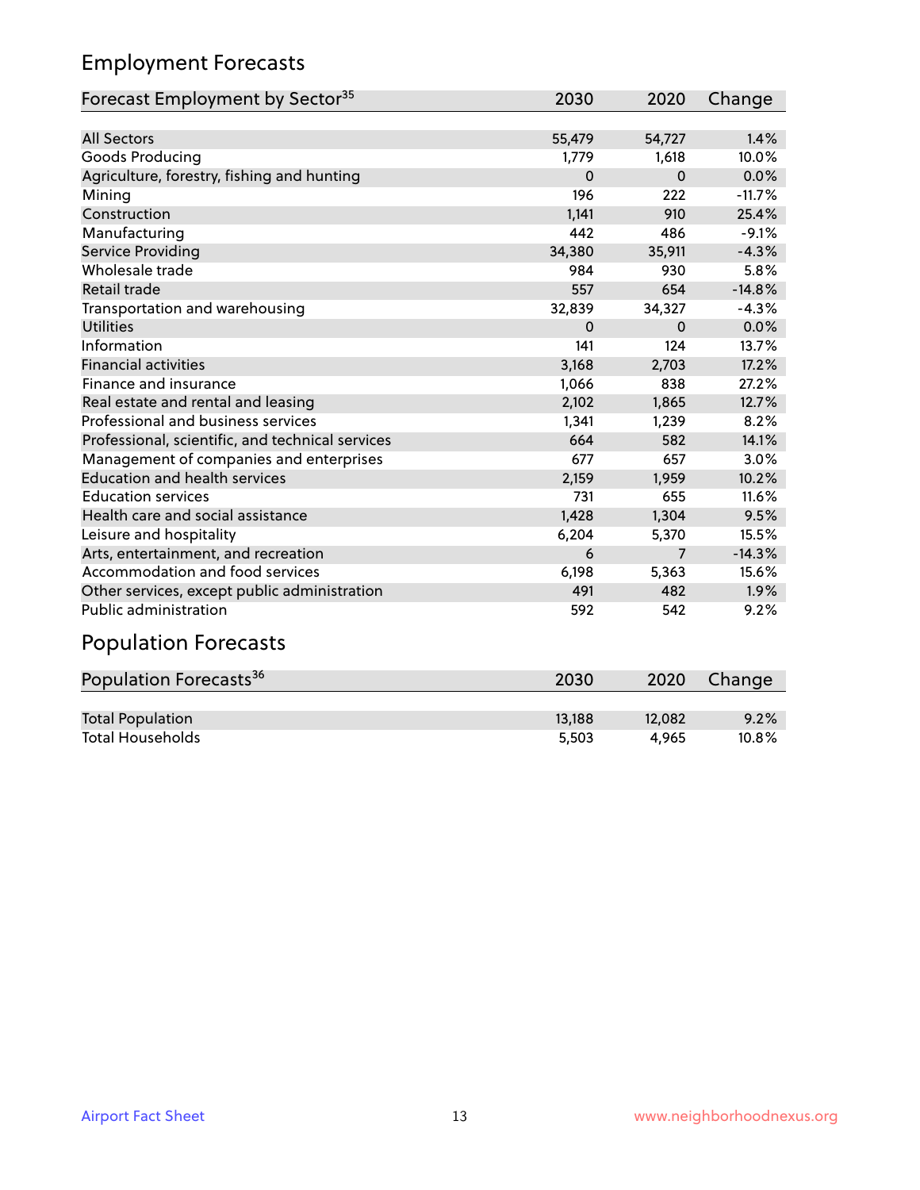## Employment Forecasts

| Forecast Employment by Sector[35] | 2030 | 2020 | Change |
|---|---|---|---|
| All Sectors | 55,479 | 54,727 | 1.4% |
| Goods Producing | 1,779 | 1,618 | 10.0% |
| Agriculture, forestry, fishing and hunting | 0 | 0 | 0.0% |
| Mining | 196 | 222 | -11.7% |
| Construction | 1,141 | 910 | 25.4% |
| Manufacturing | 442 | 486 | -9.1% |
| Service Providing | 34,380 | 35,911 | -4.3% |
| Wholesale trade | 984 | 930 | 5.8% |
| Retail trade | 557 | 654 | -14.8% |
| Transportation and warehousing | 32,839 | 34,327 | -4.3% |
| Utilities | 0 | 0 | 0.0% |
| Information | 141 | 124 | 13.7% |
| Financial activities | 3,168 | 2,703 | 17.2% |
| Finance and insurance | 1,066 | 838 | 27.2% |
| Real estate and rental and leasing | 2,102 | 1,865 | 12.7% |
| Professional and business services | 1,341 | 1,239 | 8.2% |
| Professional, scientific, and technical services | 664 | 582 | 14.1% |
| Management of companies and enterprises | 677 | 657 | 3.0% |
| Education and health services | 2,159 | 1,959 | 10.2% |
| Education services | 731 | 655 | 11.6% |
| Health care and social assistance | 1,428 | 1,304 | 9.5% |
| Leisure and hospitality | 6,204 | 5,370 | 15.5% |
| Arts, entertainment, and recreation | 6 | 7 | -14.3% |
| Accommodation and food services | 6,198 | 5,363 | 15.6% |
| Other services, except public administration | 491 | 482 | 1.9% |
| Public administration | 592 | 542 | 9.2% |

## Population Forecasts

| Population Forecasts[36] | 2030 | 2020 | Change |
|---|---|---|---|
| Total Population | 13,188 | 12,082 | 9.2% |
| Total Households | 5,503 | 4,965 | 10.8% |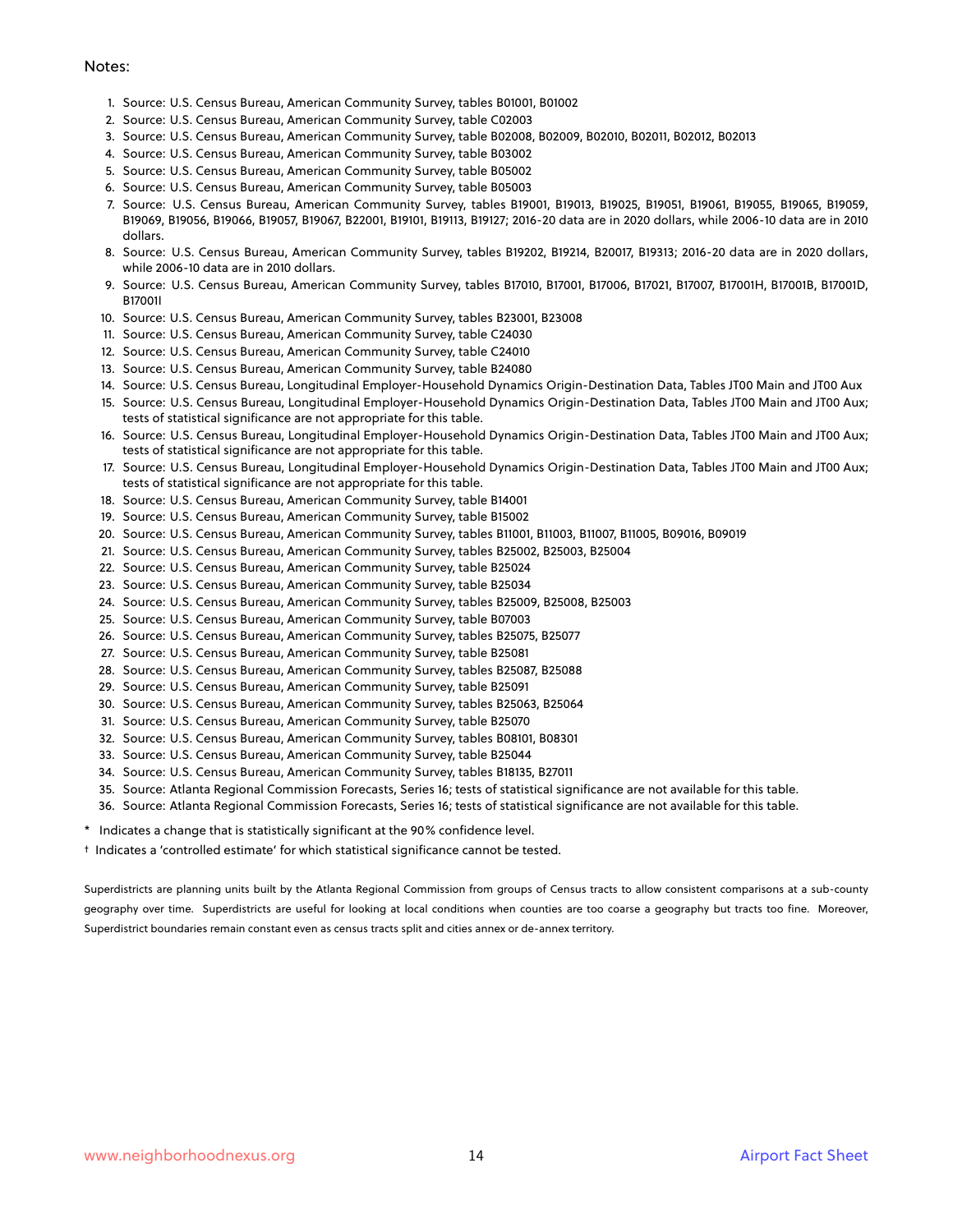Notes:

1. Source: U.S. Census Bureau, American Community Survey, tables B01001, B01002
2. Source: U.S. Census Bureau, American Community Survey, table C02003
3. Source: U.S. Census Bureau, American Community Survey, table B02008, B02009, B02010, B02011, B02012, B02013
4. Source: U.S. Census Bureau, American Community Survey, table B03002
5. Source: U.S. Census Bureau, American Community Survey, table B05002
6. Source: U.S. Census Bureau, American Community Survey, table B05003
7. Source: U.S. Census Bureau, American Community Survey, tables B19001, B19013, B19025, B19051, B19061, B19055, B19065, B19059, B19069, B19056, B19066, B19057, B19067, B22001, B19101, B19113, B19127; 2016-20 data are in 2020 dollars, while 2006-10 data are in 2010 dollars.
8. Source: U.S. Census Bureau, American Community Survey, tables B19202, B19214, B20017, B19313; 2016-20 data are in 2020 dollars, while 2006-10 data are in 2010 dollars.
9. Source: U.S. Census Bureau, American Community Survey, tables B17010, B17001, B17006, B17021, B17007, B17001H, B17001B, B17001D, B17001I
10. Source: U.S. Census Bureau, American Community Survey, tables B23001, B23008
11. Source: U.S. Census Bureau, American Community Survey, table C24030
12. Source: U.S. Census Bureau, American Community Survey, table C24010
13. Source: U.S. Census Bureau, American Community Survey, table B24080
14. Source: U.S. Census Bureau, Longitudinal Employer-Household Dynamics Origin-Destination Data, Tables JT00 Main and JT00 Aux
15. Source: U.S. Census Bureau, Longitudinal Employer-Household Dynamics Origin-Destination Data, Tables JT00 Main and JT00 Aux; tests of statistical significance are not appropriate for this table.
16. Source: U.S. Census Bureau, Longitudinal Employer-Household Dynamics Origin-Destination Data, Tables JT00 Main and JT00 Aux; tests of statistical significance are not appropriate for this table.
17. Source: U.S. Census Bureau, Longitudinal Employer-Household Dynamics Origin-Destination Data, Tables JT00 Main and JT00 Aux; tests of statistical significance are not appropriate for this table.
18. Source: U.S. Census Bureau, American Community Survey, table B14001
19. Source: U.S. Census Bureau, American Community Survey, table B15002
20. Source: U.S. Census Bureau, American Community Survey, tables B11001, B11003, B11007, B11005, B09016, B09019
21. Source: U.S. Census Bureau, American Community Survey, tables B25002, B25003, B25004
22. Source: U.S. Census Bureau, American Community Survey, table B25024
23. Source: U.S. Census Bureau, American Community Survey, table B25034
24. Source: U.S. Census Bureau, American Community Survey, tables B25009, B25008, B25003
25. Source: U.S. Census Bureau, American Community Survey, table B07003
26. Source: U.S. Census Bureau, American Community Survey, tables B25075, B25077
27. Source: U.S. Census Bureau, American Community Survey, table B25081
28. Source: U.S. Census Bureau, American Community Survey, tables B25087, B25088
29. Source: U.S. Census Bureau, American Community Survey, table B25091
30. Source: U.S. Census Bureau, American Community Survey, tables B25063, B25064
31. Source: U.S. Census Bureau, American Community Survey, table B25070
32. Source: U.S. Census Bureau, American Community Survey, tables B08101, B08301
33. Source: U.S. Census Bureau, American Community Survey, table B25044
34. Source: U.S. Census Bureau, American Community Survey, tables B18135, B27011
35. Source: Atlanta Regional Commission Forecasts, Series 16; tests of statistical significance are not available for this table.
36. Source: Atlanta Regional Commission Forecasts, Series 16; tests of statistical significance are not available for this table.

\* Indicates a change that is statistically significant at the 90% confidence level.

† Indicates a 'controlled estimate' for which statistical significance cannot be tested.

Superdistricts are planning units built by the Atlanta Regional Commission from groups of Census tracts to allow consistent comparisons at a sub-county geography over time. Superdistricts are useful for looking at local conditions when counties are too coarse a geography but tracts too fine. Moreover, Superdistrict boundaries remain constant even as census tracts split and cities annex or de-annex territory.